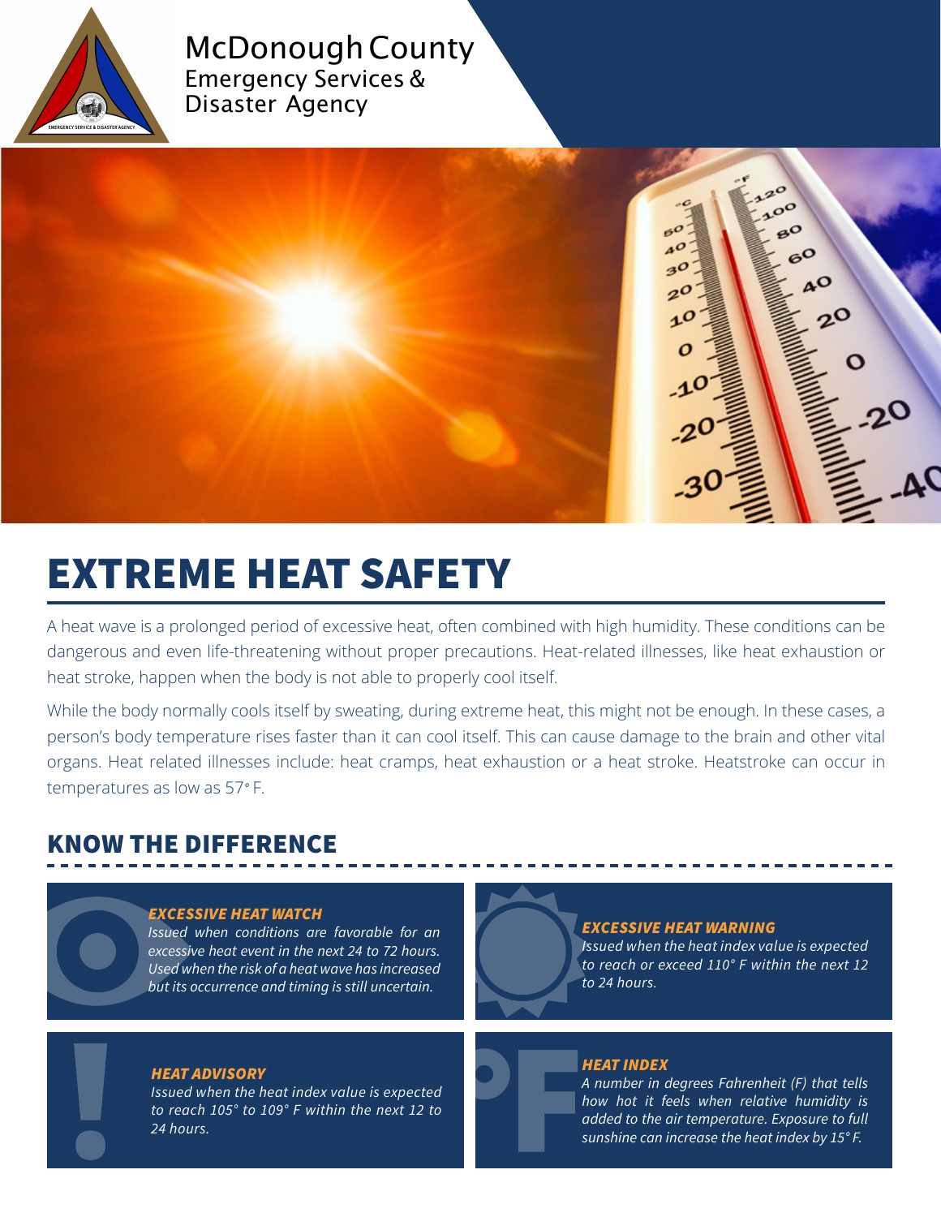McDonough County
Emergency Services &
Disaster Agency

# EXTREME HEAT SAFETY

A heat wave is a prolonged period of excessive heat, often combined with high humidity. These conditions can be dangerous and even life-threatening without proper precautions. Heat-related illnesses, like heat exhaustion or heat stroke, happen when the body is not able to properly cool itself.

While the body normally cools itself by sweating, during extreme heat, this might not be enough. In these cases, a person's body temperature rises faster than it can cool itself. This can cause damage to the brain and other vital organs. Heat related illnesses include: heat cramps, heat exhaustion or a heat stroke. Heatstroke can occur in temperatures as low as 57° F.

## KNOW THE DIFFERENCE

***EXCESSIVE HEAT WATCH***

*Issued when conditions are favorable for an excessive heat event in the next 24 to 72 hours. Used when the risk of a heat wave has increased but its occurrence and timing is still uncertain.*

***EXCESSIVE HEAT WARNING***

*Issued when the heat index value is expected to reach or exceed 110° F within the next 12 to 24 hours.*

***HEAT ADVISORY***

*Issued when the heat index value is expected to reach 105° to 109° F within the next 12 to 24 hours.*

***HEAT INDEX***

*A number in degrees Fahrenheit (F) that tells how hot it feels when relative humidity is added to the air temperature. Exposure to full sunshine can increase the heat index by 15° F.*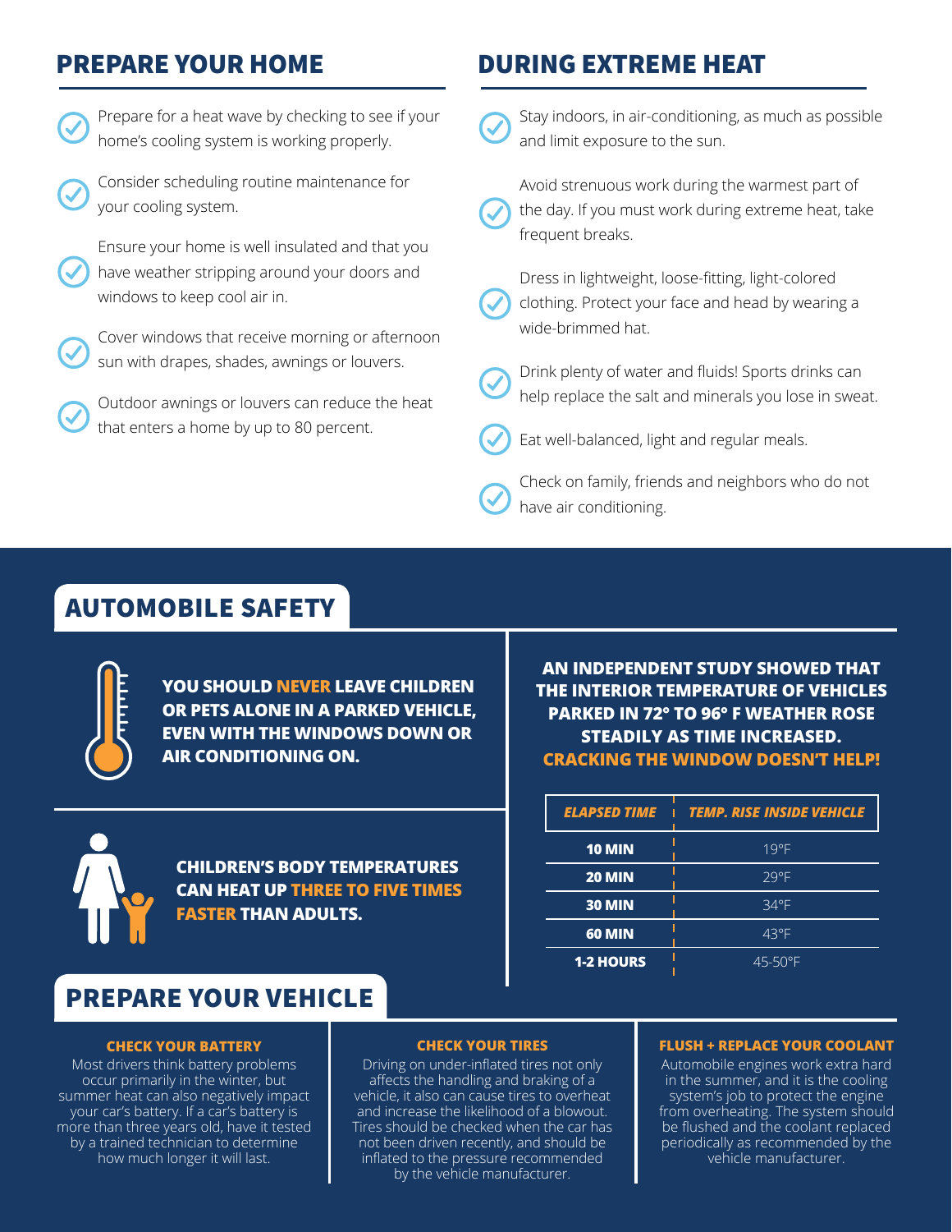## PREPARE YOUR HOME

- Prepare for a heat wave by checking to see if your home's cooling system is working properly.
- Consider scheduling routine maintenance for your cooling system.
- Ensure your home is well insulated and that you have weather stripping around your doors and windows to keep cool air in.
- Cover windows that receive morning or afternoon sun with drapes, shades, awnings or louvers.
- Outdoor awnings or louvers can reduce the heat that enters a home by up to 80 percent.

## DURING EXTREME HEAT

- Stay indoors, in air-conditioning, as much as possible and limit exposure to the sun.
- Avoid strenuous work during the warmest part of the day. If you must work during extreme heat, take frequent breaks.
- Dress in lightweight, loose-fitting, light-colored clothing. Protect your face and head by wearing a wide-brimmed hat.
- Drink plenty of water and fluids! Sports drinks can help replace the salt and minerals you lose in sweat.
- Eat well-balanced, light and regular meals.
- Check on family, friends and neighbors who do not have air conditioning.

## AUTOMOBILE SAFETY

**YOU SHOULD NEVER LEAVE CHILDREN OR PETS ALONE IN A PARKED VEHICLE, EVEN WITH THE WINDOWS DOWN OR AIR CONDITIONING ON.**

**CHILDREN'S BODY TEMPERATURES CAN HEAT UP THREE TO FIVE TIMES FASTER THAN ADULTS.**

**AN INDEPENDENT STUDY SHOWED THAT THE INTERIOR TEMPERATURE OF VEHICLES PARKED IN 72° TO 96° F WEATHER ROSE STEADILY AS TIME INCREASED.**
**CRACKING THE WINDOW DOESN'T HELP!**

| *ELAPSED TIME* | *TEMP. RISE INSIDE VEHICLE* |
| --- | --- |
| **10 MIN** | 19°F |
| **20 MIN** | 29°F |
| **30 MIN** | 34°F |
| **60 MIN** | 43°F |
| **1-2 HOURS** | 45-50°F |

## PREPARE YOUR VEHICLE

### CHECK YOUR BATTERY

Most drivers think battery problems occur primarily in the winter, but summer heat can also negatively impact your car's battery. If a car's battery is more than three years old, have it tested by a trained technician to determine how much longer it will last.

### CHECK YOUR TIRES

Driving on under-inflated tires not only affects the handling and braking of a vehicle, it also can cause tires to overheat and increase the likelihood of a blowout. Tires should be checked when the car has not been driven recently, and should be inflated to the pressure recommended by the vehicle manufacturer.

### FLUSH + REPLACE YOUR COOLANT

Automobile engines work extra hard in the summer, and it is the cooling system's job to protect the engine from overheating. The system should be flushed and the coolant replaced periodically as recommended by the vehicle manufacturer.